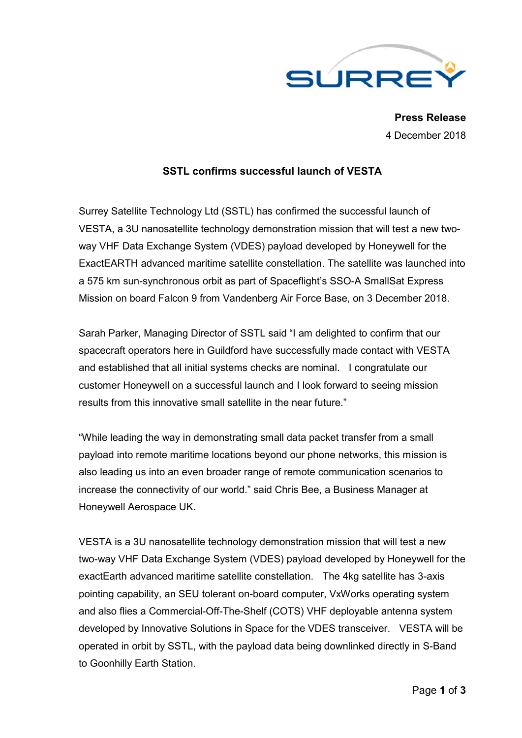**Press Release**
4 December 2018

# SSTL confirms successful launch of VESTA

Surrey Satellite Technology Ltd (SSTL) has confirmed the successful launch of VESTA, a 3U nanosatellite technology demonstration mission that will test a new two-way VHF Data Exchange System (VDES) payload developed by Honeywell for the ExactEARTH advanced maritime satellite constellation. The satellite was launched into a 575 km sun-synchronous orbit as part of Spaceflight's SSO-A SmallSat Express Mission on board Falcon 9 from Vandenberg Air Force Base, on 3 December 2018.

Sarah Parker, Managing Director of SSTL said "I am delighted to confirm that our spacecraft operators here in Guildford have successfully made contact with VESTA and established that all initial systems checks are nominal. I congratulate our customer Honeywell on a successful launch and I look forward to seeing mission results from this innovative small satellite in the near future."

"While leading the way in demonstrating small data packet transfer from a small payload into remote maritime locations beyond our phone networks, this mission is also leading us into an even broader range of remote communication scenarios to increase the connectivity of our world." said Chris Bee, a Business Manager at Honeywell Aerospace UK.

VESTA is a 3U nanosatellite technology demonstration mission that will test a new two-way VHF Data Exchange System (VDES) payload developed by Honeywell for the exactEarth advanced maritime satellite constellation. The 4kg satellite has 3-axis pointing capability, an SEU tolerant on-board computer, VxWorks operating system and also flies a Commercial-Off-The-Shelf (COTS) VHF deployable antenna system developed by Innovative Solutions in Space for the VDES transceiver. VESTA will be operated in orbit by SSTL, with the payload data being downlinked directly in S-Band to Goonhilly Earth Station.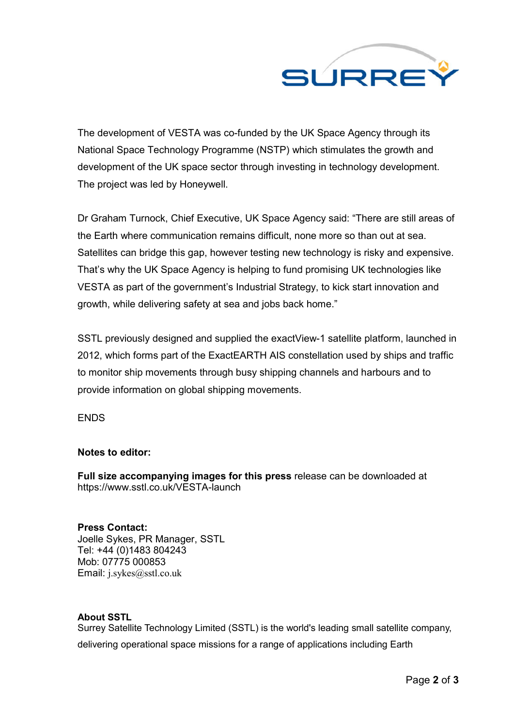The development of VESTA was co-funded by the UK Space Agency through its National Space Technology Programme (NSTP) which stimulates the growth and development of the UK space sector through investing in technology development. The project was led by Honeywell.

Dr Graham Turnock, Chief Executive, UK Space Agency said: “There are still areas of the Earth where communication remains difficult, none more so than out at sea. Satellites can bridge this gap, however testing new technology is risky and expensive. That’s why the UK Space Agency is helping to fund promising UK technologies like VESTA as part of the government’s Industrial Strategy, to kick start innovation and growth, while delivering safety at sea and jobs back home.”

SSTL previously designed and supplied the exactView-1 satellite platform, launched in 2012, which forms part of the ExactEARTH AIS constellation used by ships and traffic to monitor ship movements through busy shipping channels and harbours and to provide information on global shipping movements.

ENDS

**Notes to editor:**

**Full size accompanying images for this press** release can be downloaded at https://www.sstl.co.uk/VESTA-launch

**Press Contact:**
Joelle Sykes, PR Manager, SSTL
Tel: +44 (0)1483 804243
Mob: 07775 000853
Email: j.sykes@sstl.co.uk

**About SSTL**
Surrey Satellite Technology Limited (SSTL) is the world's leading small satellite company, delivering operational space missions for a range of applications including Earth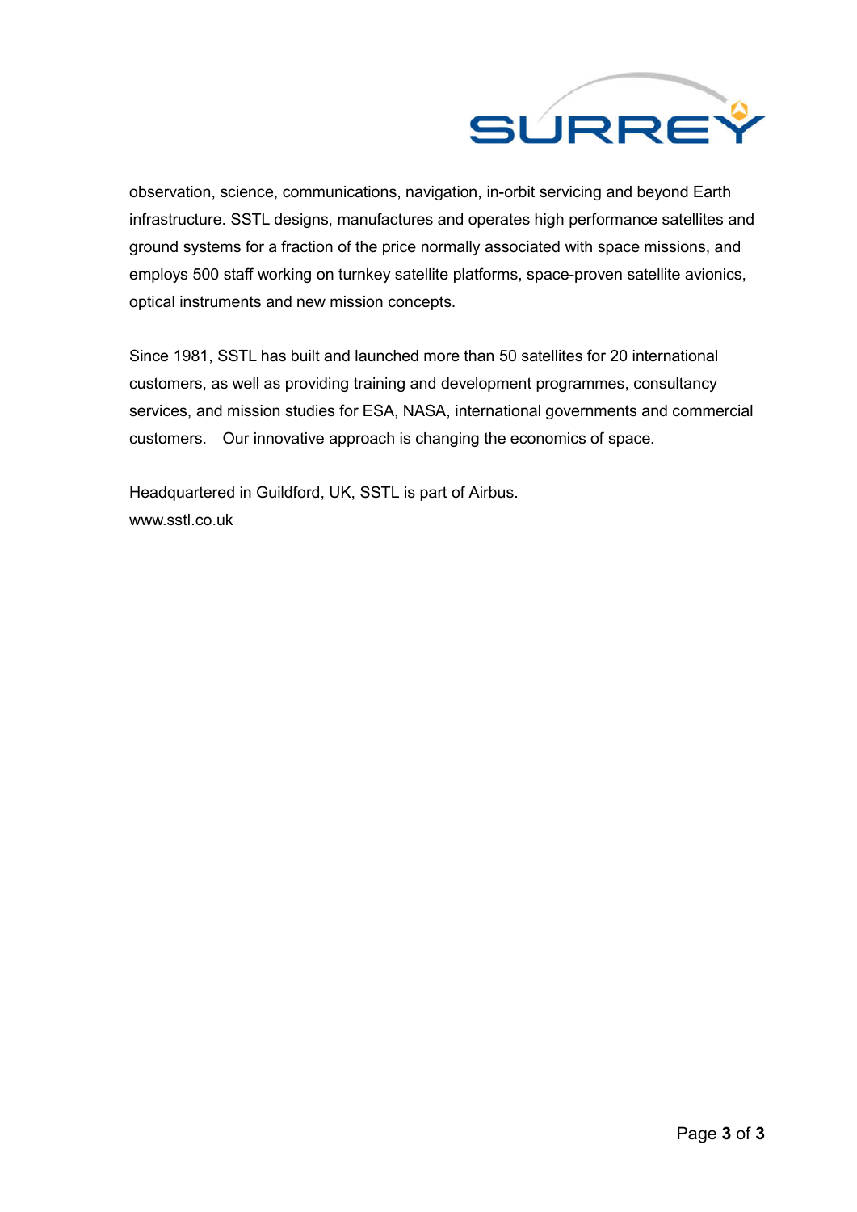observation, science, communications, navigation, in-orbit servicing and beyond Earth infrastructure. SSTL designs, manufactures and operates high performance satellites and ground systems for a fraction of the price normally associated with space missions, and employs 500 staff working on turnkey satellite platforms, space-proven satellite avionics, optical instruments and new mission concepts.

Since 1981, SSTL has built and launched more than 50 satellites for 20 international customers, as well as providing training and development programmes, consultancy services, and mission studies for ESA, NASA, international governments and commercial customers. Our innovative approach is changing the economics of space.

Headquartered in Guildford, UK, SSTL is part of Airbus.
www.sstl.co.uk